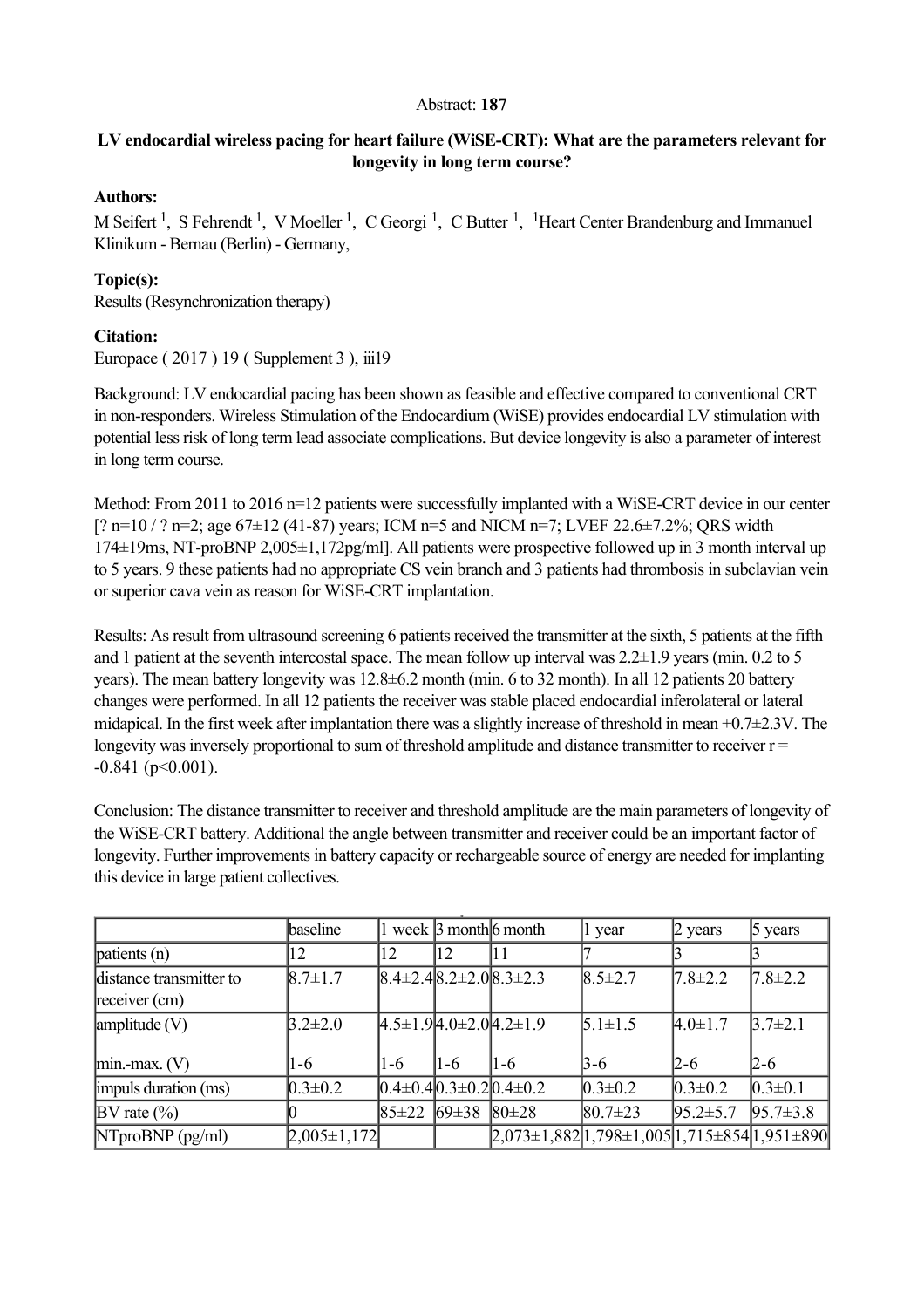Abstract: **187**

**LV endocardial wireless pacing for heart failure (WiSE-CRT): What are the parameters relevant for longevity in long term course?**

**Authors:**

M Seifert [1], S Fehrendt [1], V Moeller [1], C Georgi [1], C Butter [1], [1]Heart Center Brandenburg and Immanuel Klinikum - Bernau (Berlin) - Germany,

**Topic(s):**

Results (Resynchronization therapy)

**Citation:**

Europace ( 2017 ) 19 ( Supplement 3 ), iii19

Background: LV endocardial pacing has been shown as feasible and effective compared to conventional CRT in non-responders. Wireless Stimulation of the Endocardium (WiSE) provides endocardial LV stimulation with potential less risk of long term lead associate complications. But device longevity is also a parameter of interest in long term course.

Method: From 2011 to 2016 n=12 patients were successfully implanted with a WiSE-CRT device in our center [? n=10 / ? n=2; age 67±12 (41-87) years; ICM n=5 and NICM n=7; LVEF 22.6±7.2%; QRS width 174±19ms, NT-proBNP 2,005±1,172pg/ml]. All patients were prospective followed up in 3 month interval up to 5 years. 9 these patients had no appropriate CS vein branch and 3 patients had thrombosis in subclavian vein or superior cava vein as reason for WiSE-CRT implantation.

Results: As result from ultrasound screening 6 patients received the transmitter at the sixth, 5 patients at the fifth and 1 patient at the seventh intercostal space. The mean follow up interval was 2.2±1.9 years (min. 0.2 to 5 years). The mean battery longevity was 12.8±6.2 month (min. 6 to 32 month). In all 12 patients 20 battery changes were performed. In all 12 patients the receiver was stable placed endocardial inferolateral or lateral midapical. In the first week after implantation there was a slightly increase of threshold in mean +0.7±2.3V. The longevity was inversely proportional to sum of threshold amplitude and distance transmitter to receiver r = -0.841 (p<0.001).

Conclusion: The distance transmitter to receiver and threshold amplitude are the main parameters of longevity of the WiSE-CRT battery. Additional the angle between transmitter and receiver could be an important factor of longevity. Further improvements in battery capacity or rechargeable source of energy are needed for implanting this device in large patient collectives.

| | baseline | 1 week | 3 month | 6 month | 1 year | 2 years | 5 years |
|---|---|---|---|---|---|---|---|
| patients (n) | 12 | 12 | 12 | 11 | 7 | 3 | 3 |
| distance transmitter to receiver (cm) | 8.7±1.7 | 8.4±2.4 | 8.2±2.0 | 8.3±2.3 | 8.5±2.7 | 7.8±2.2 | 7.8±2.2 |
| amplitude (V)<br><br>min.-max. (V) | 3.2±2.0<br><br>1-6 | 4.5±1.9<br><br>1-6 | 4.0±2.0<br><br>1-6 | 4.2±1.9<br><br>1-6 | 5.1±1.5<br><br>3-6 | 4.0±1.7<br><br>2-6 | 3.7±2.1<br><br>2-6 |
| impuls duration (ms) | 0.3±0.2 | 0.4±0.4 | 0.3±0.2 | 0.4±0.2 | 0.3±0.2 | 0.3±0.2 | 0.3±0.1 |
| BV rate (%) | 0 | 85±22 | 69±38 | 80±28 | 80.7±23 | 95.2±5.7 | 95.7±3.8 |
| NTproBNP (pg/ml) | 2,005±1,172 | | | 2,073±1,882 | 1,798±1,005 | 1,715±854 | 1,951±890 |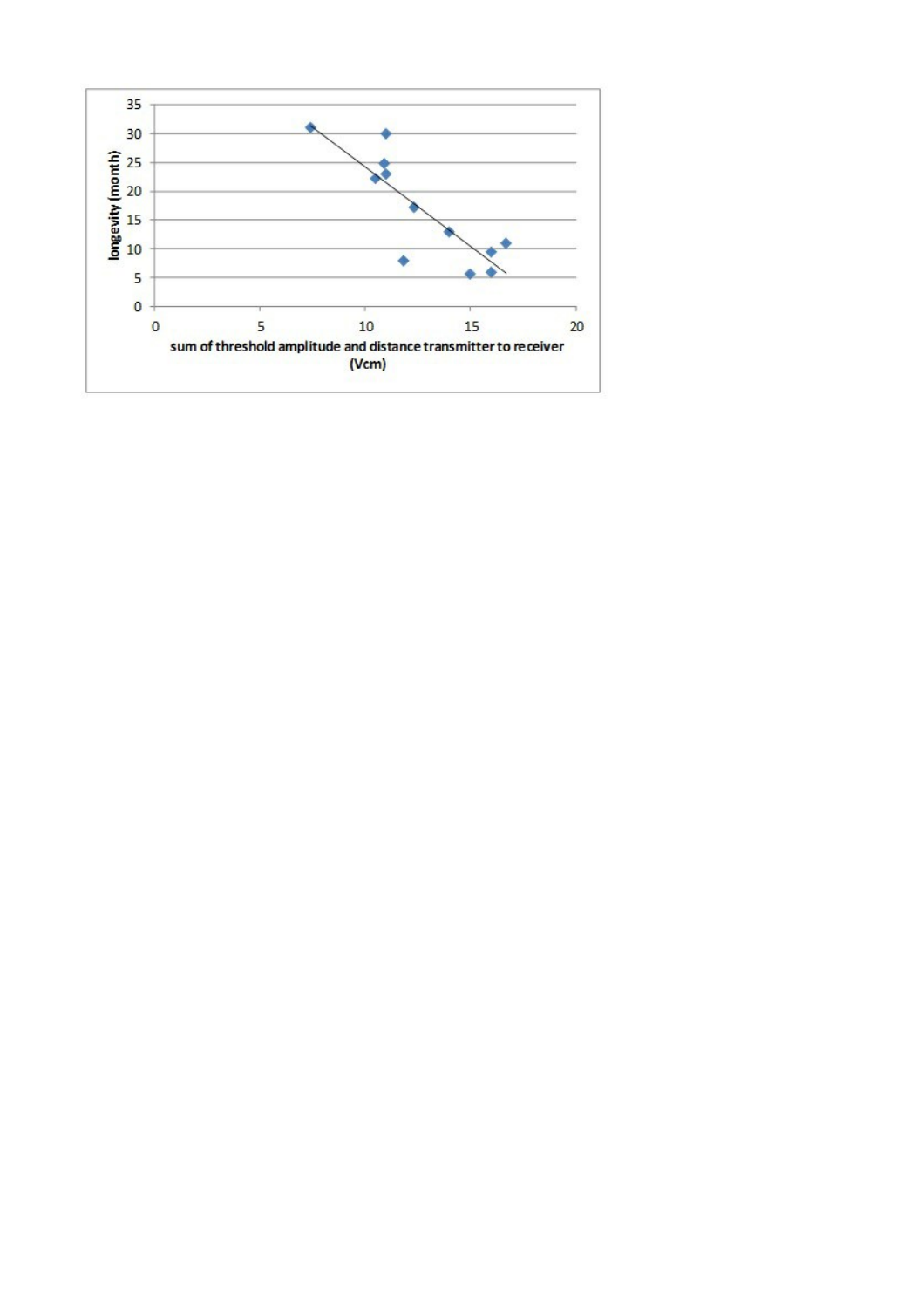35
30
25
20
15
10
5
0

longevity (month)

0
5
10
15
20

sum of threshold amplitude and distance transmitter to receiver (Vcm)